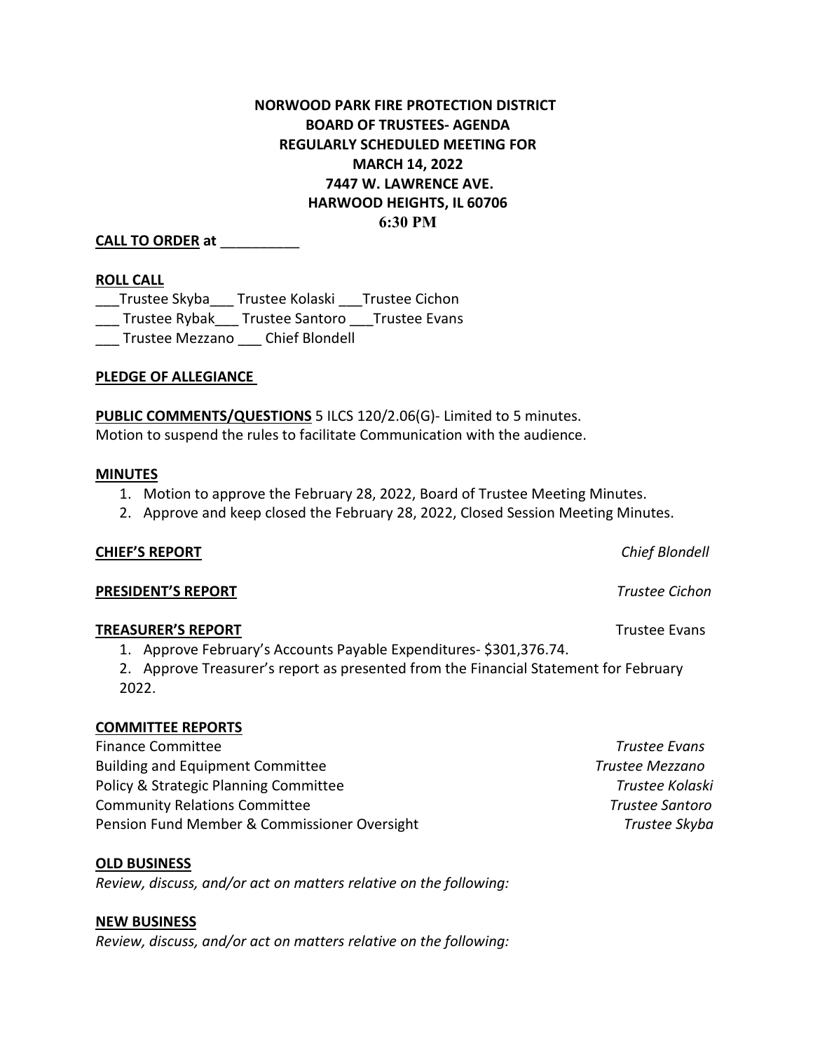# NORWOOD PARK FIRE PROTECTION DISTRICT
## BOARD OF TRUSTEES- AGENDA
## REGULARLY SCHEDULED MEETING FOR
## MARCH 14, 2022
## 7447 W. LAWRENCE AVE.
## HARWOOD HEIGHTS, IL 60706
## 6:30 PM

**CALL TO ORDER at** __________

**ROLL CALL**

___Trustee Skyba___ Trustee Kolaski ___Trustee Cichon
___ Trustee Rybak___ Trustee Santoro ___Trustee Evans
___ Trustee Mezzano ___ Chief Blondell

**PLEDGE OF ALLEGIANCE**

**PUBLIC COMMENTS/QUESTIONS** 5 ILCS 120/2.06(G)- Limited to 5 minutes.
Motion to suspend the rules to facilitate Communication with the audience.

**MINUTES**

1. Motion to approve the February 28, 2022, Board of Trustee Meeting Minutes.
2. Approve and keep closed the February 28, 2022, Closed Session Meeting Minutes.

**CHIEF'S REPORT** *Chief Blondell*

**PRESIDENT'S REPORT** *Trustee Cichon*

**TREASURER'S REPORT** Trustee Evans

1. Approve February's Accounts Payable Expenditures- $301,376.74.
2. Approve Treasurer's report as presented from the Financial Statement for February 2022.

**COMMITTEE REPORTS**

Finance Committee *Trustee Evans*
Building and Equipment Committee *Trustee Mezzano*
Policy & Strategic Planning Committee *Trustee Kolaski*
Community Relations Committee *Trustee Santoro*
Pension Fund Member & Commissioner Oversight *Trustee Skyba*

**OLD BUSINESS**

*Review, discuss, and/or act on matters relative on the following:*

**NEW BUSINESS**

*Review, discuss, and/or act on matters relative on the following:*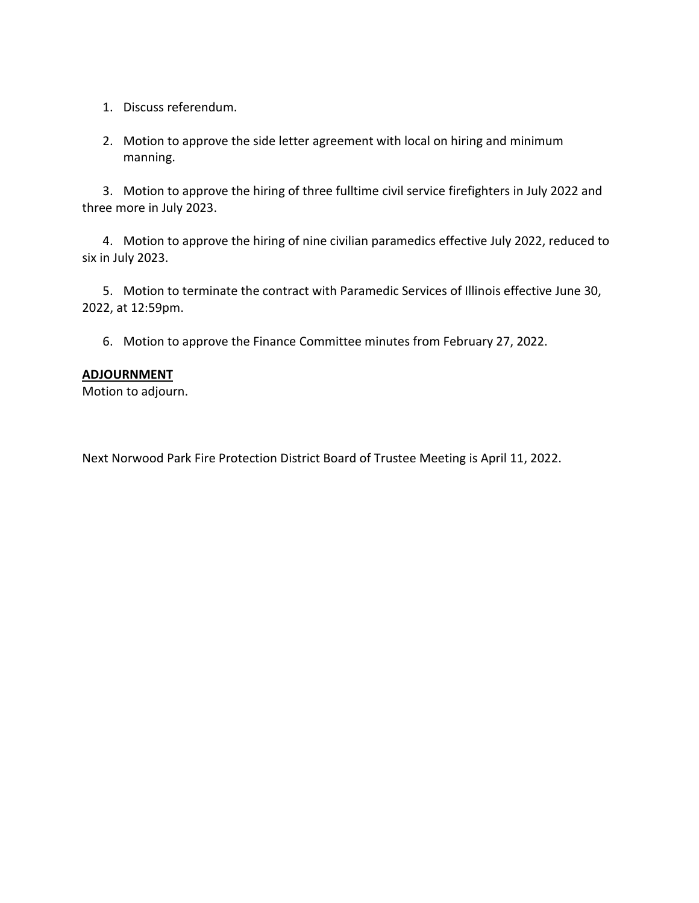1. Discuss referendum.

2. Motion to approve the side letter agreement with local on hiring and minimum manning.

3. Motion to approve the hiring of three fulltime civil service firefighters in July 2022 and three more in July 2023.

4. Motion to approve the hiring of nine civilian paramedics effective July 2022, reduced to six in July 2023.

5. Motion to terminate the contract with Paramedic Services of Illinois effective June 30, 2022, at 12:59pm.

6. Motion to approve the Finance Committee minutes from February 27, 2022.

**ADJOURNMENT**

Motion to adjourn.

Next Norwood Park Fire Protection District Board of Trustee Meeting is April 11, 2022.